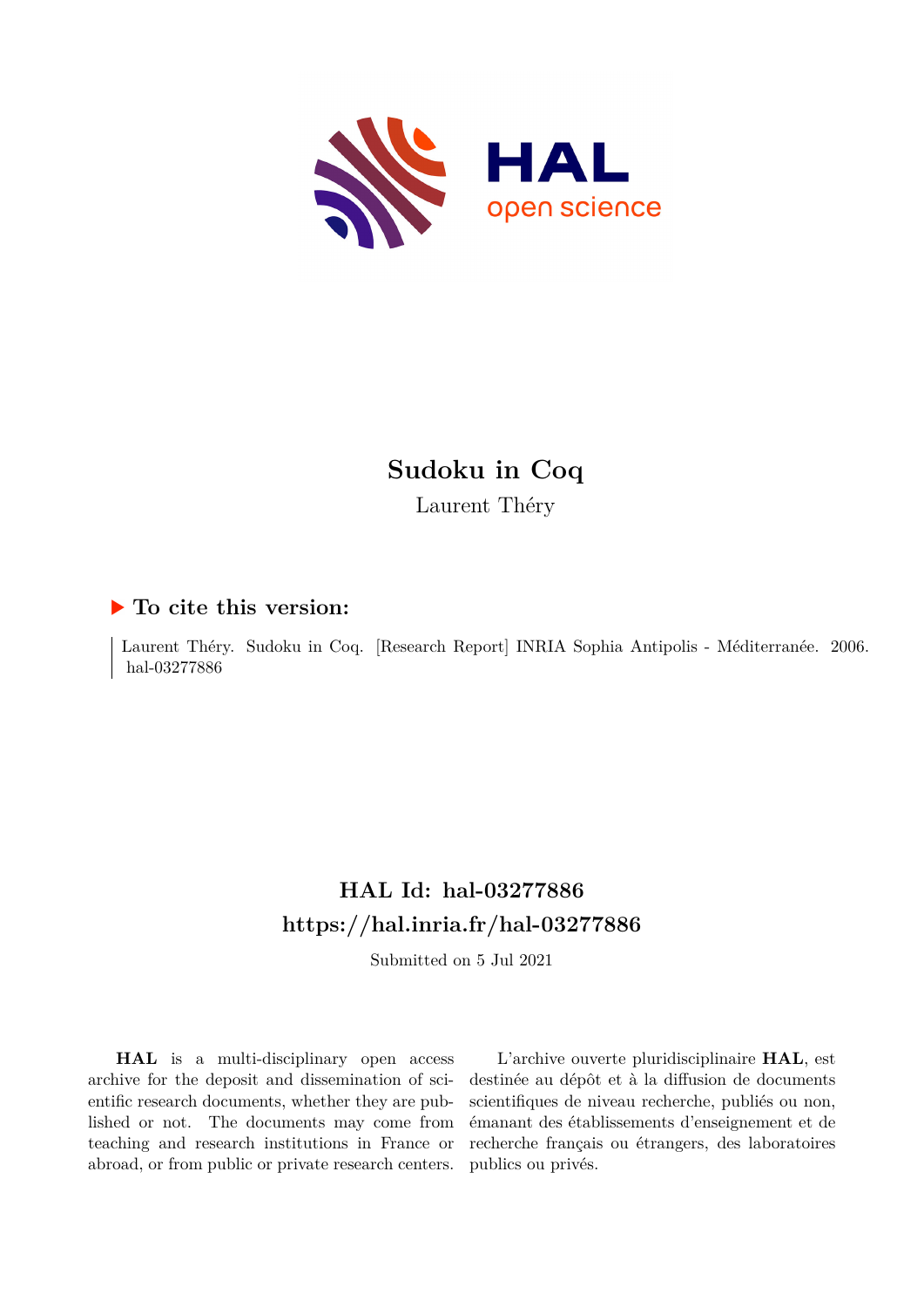# Sudoku in Coq

Laurent Théry

## ▶ To cite this version:

Laurent Théry. Sudoku in Coq. [Research Report] INRIA Sophia Antipolis - Méditerranée. 2006. hal-03277886

## HAL Id: hal-03277886

## https://hal.inria.fr/hal-03277886

Submitted on 5 Jul 2021

**HAL** is a multi-disciplinary open access archive for the deposit and dissemination of scientific research documents, whether they are published or not. The documents may come from teaching and research institutions in France or abroad, or from public or private research centers.

L'archive ouverte pluridisciplinaire **HAL**, est destinée au dépôt et à la diffusion de documents scientifiques de niveau recherche, publiés ou non, émanant des établissements d'enseignement et de recherche français ou étrangers, des laboratoires publics ou privés.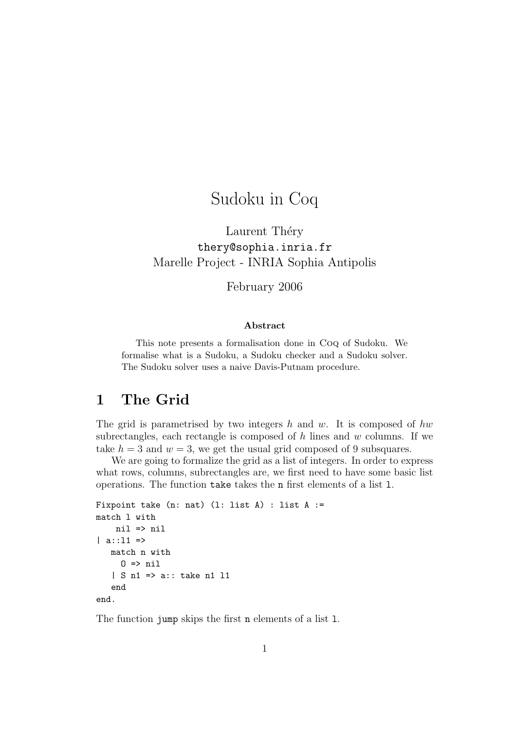# Sudoku in Coq

Laurent Théry
thery@sophia.inria.fr
Marelle Project - INRIA Sophia Antipolis

February 2006

**Abstract**

This note presents a formalisation done in Coq of Sudoku. We formalise what is a Sudoku, a Sudoku checker and a Sudoku solver. The Sudoku solver uses a naive Davis-Putnam procedure.

## 1 The Grid

The grid is parametrised by two integers $h$ and $w$. It is composed of $hw$ subrectangles, each rectangle is composed of $h$ lines and $w$ columns. If we take $h = 3$ and $w = 3$, we get the usual grid composed of 9 subsquares.

We are going to formalize the grid as a list of integers. In order to express what rows, columns, subrectangles are, we first need to have some basic list operations. The function `take` takes the `n` first elements of a list `l`.

```
Fixpoint take (n: nat) (l: list A) : list A :=
match l with
    nil => nil
| a::l1 =>
   match n with
     O => nil
   | S n1 => a:: take n1 l1
   end
end.
```

The function `jump` skips the first `n` elements of a list `l`.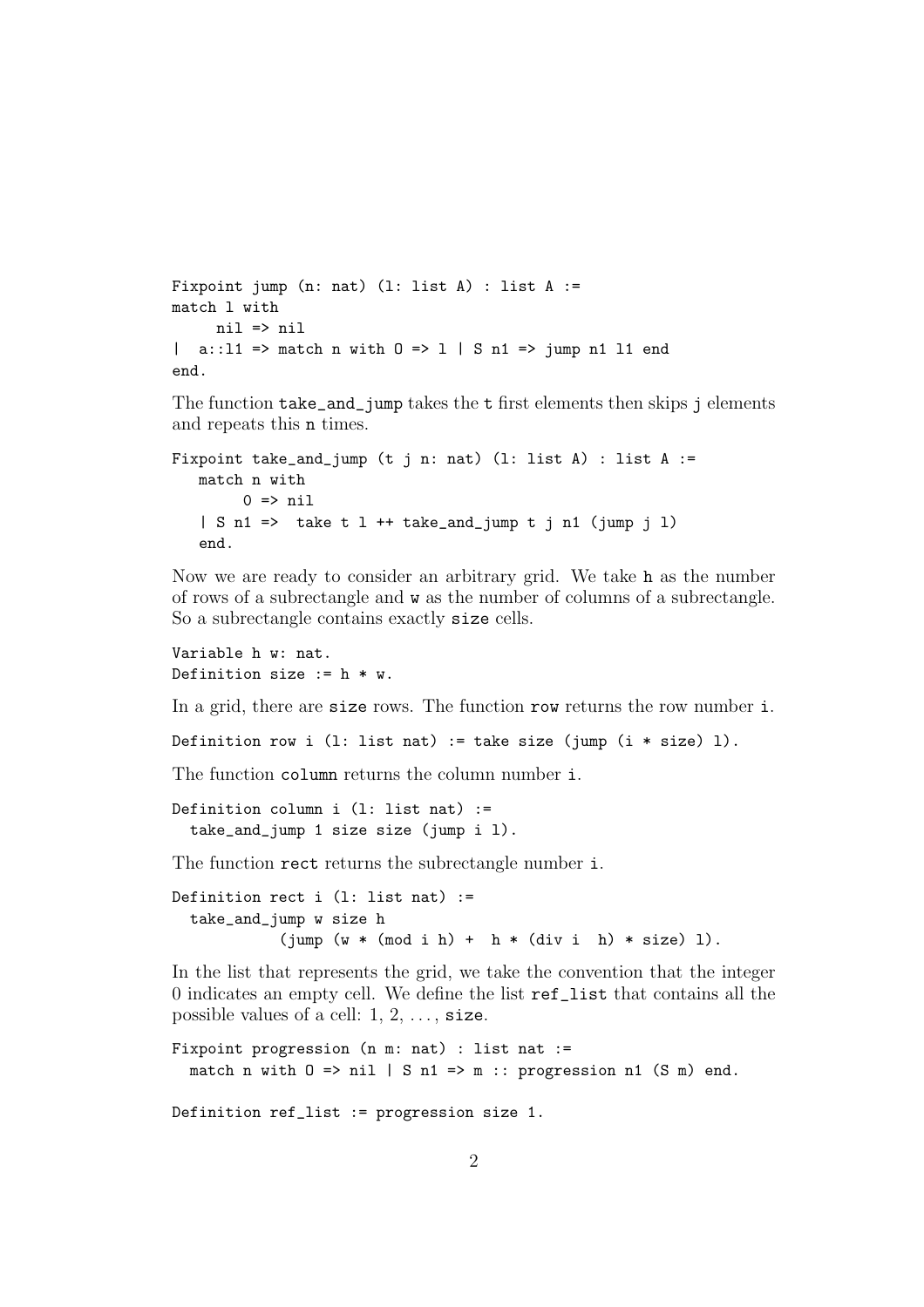```
Fixpoint jump (n: nat) (l: list A) : list A :=
match l with
     nil => nil
|  a::l1 => match n with O => l | S n1 => jump n1 l1 end
end.
```

The function `take_and_jump` takes the `t` first elements then skips `j` elements and repeats this `n` times.

```
Fixpoint take_and_jump (t j n: nat) (l: list A) : list A :=
   match n with
        O => nil
   | S n1 =>  take t l ++ take_and_jump t j n1 (jump j l)
   end.
```

Now we are ready to consider an arbitrary grid. We take `h` as the number of rows of a subrectangle and `w` as the number of columns of a subrectangle. So a subrectangle contains exactly `size` cells.

```
Variable h w: nat.
Definition size := h * w.
```

In a grid, there are `size` rows. The function `row` returns the row number `i`.

```
Definition row i (l: list nat) := take size (jump (i * size) l).
```

The function `column` returns the column number `i`.

```
Definition column i (l: list nat) :=
  take_and_jump 1 size size (jump i l).
```

The function `rect` returns the subrectangle number `i`.

```
Definition rect i (l: list nat) :=
  take_and_jump w size h
             (jump (w * (mod i h) +  h * (div i  h) * size) l).
```

In the list that represents the grid, we take the convention that the integer 0 indicates an empty cell. We define the list `ref_list` that contains all the possible values of a cell: 1, 2, ..., `size`.

```
Fixpoint progression (n m: nat) : list nat :=
  match n with O => nil | S n1 => m :: progression n1 (S m) end.

Definition ref_list := progression size 1.
```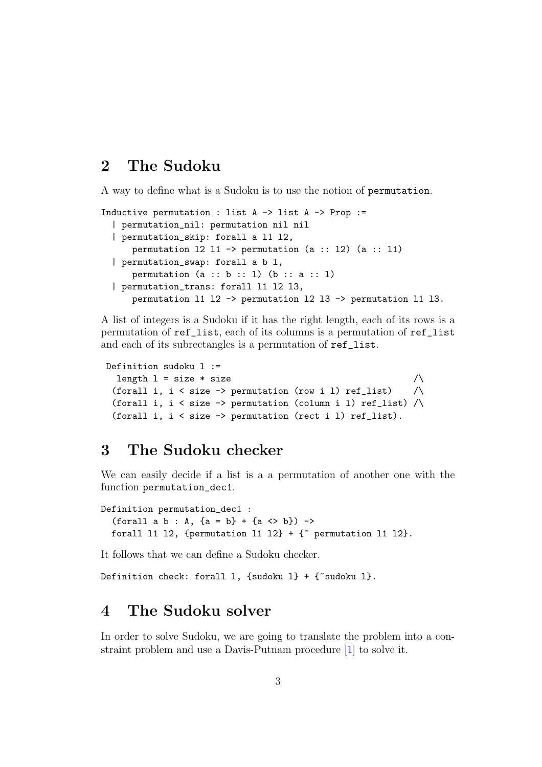## 2 The Sudoku

A way to define what is a Sudoku is to use the notion of `permutation`.

```
Inductive permutation : list A -> list A -> Prop :=
  | permutation_nil: permutation nil nil
  | permutation_skip: forall a l1 l2,
      permutation l2 l1 -> permutation (a :: l2) (a :: l1)
  | permutation_swap: forall a b l,
      permutation (a :: b :: l) (b :: a :: l)
  | permutation_trans: forall l1 l2 l3,
      permutation l1 l2 -> permutation l2 l3 -> permutation l1 l3.
```

A list of integers is a Sudoku if it has the right length, each of its rows is a permutation of `ref_list`, each of its columns is a permutation of `ref_list` and each of its subrectangles is a permutation of `ref_list`.

```
Definition sudoku l :=
   length l = size * size                                  /\
  (forall i, i < size -> permutation (row i l) ref_list)    /\
  (forall i, i < size -> permutation (column i l) ref_list) /\
  (forall i, i < size -> permutation (rect i l) ref_list).
```

## 3 The Sudoku checker

We can easily decide if a list is a a permutation of another one with the function `permutation_dec1`.

```
Definition permutation_dec1 :
  (forall a b : A, {a = b} + {a <> b}) ->
  forall l1 l2, {permutation l1 l2} + {~ permutation l1 l2}.
```

It follows that we can define a Sudoku checker.

```
Definition check: forall l, {sudoku l} + {~sudoku l}.
```

## 4 The Sudoku solver

In order to solve Sudoku, we are going to translate the problem into a constraint problem and use a Davis-Putnam procedure [1] to solve it.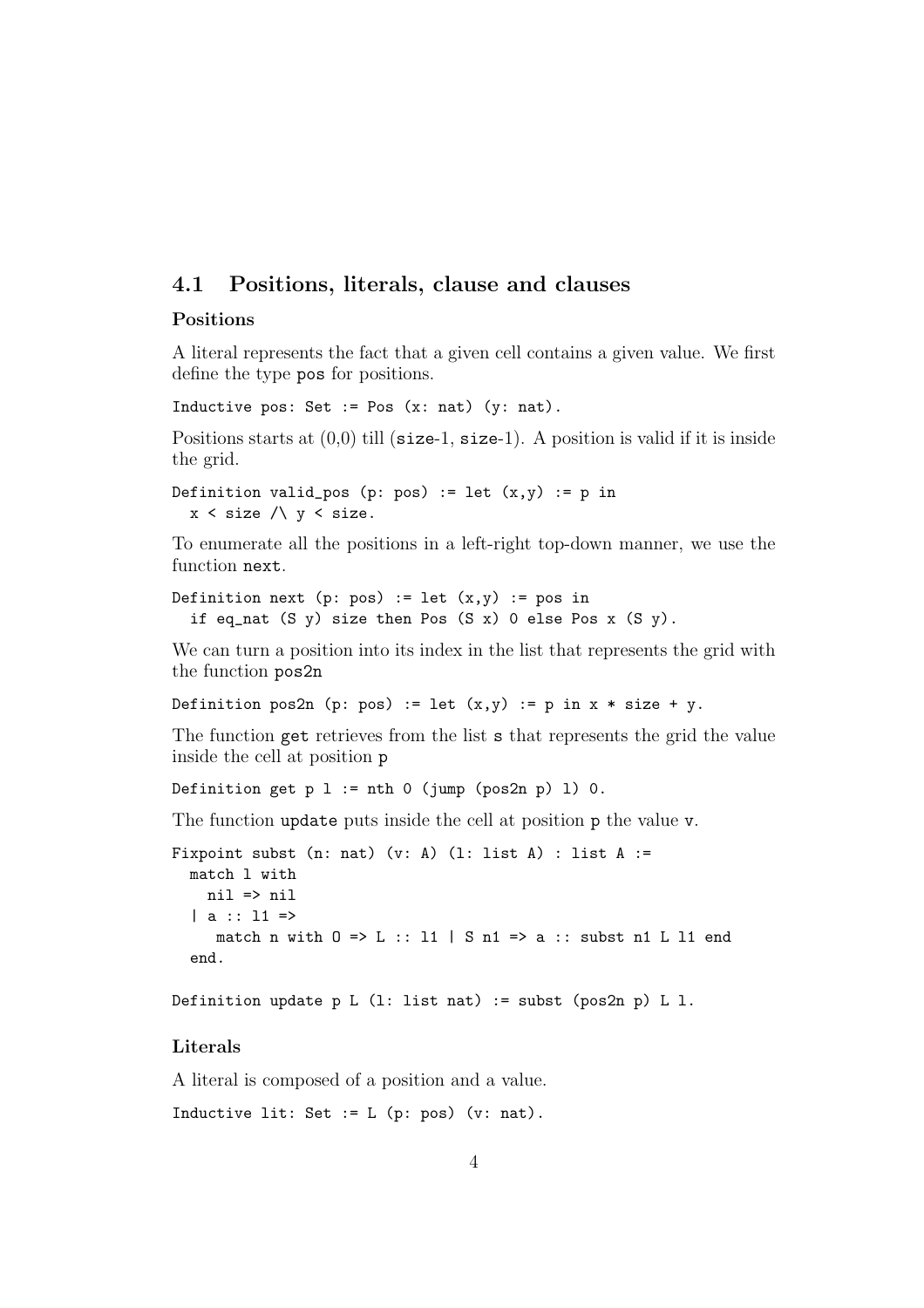## 4.1 Positions, literals, clause and clauses

### Positions

A literal represents the fact that a given cell contains a given value. We first define the type `pos` for positions.

```
Inductive pos: Set := Pos (x: nat) (y: nat).
```

Positions starts at (0,0) till (`size`-1, `size`-1). A position is valid if it is inside the grid.

```
Definition valid_pos (p: pos) := let (x,y) := p in
  x < size /\ y < size.
```

To enumerate all the positions in a left-right top-down manner, we use the function `next`.

```
Definition next (p: pos) := let (x,y) := pos in
  if eq_nat (S y) size then Pos (S x) 0 else Pos x (S y).
```

We can turn a position into its index in the list that represents the grid with the function `pos2n`

```
Definition pos2n (p: pos) := let (x,y) := p in x * size + y.
```

The function `get` retrieves from the list `s` that represents the grid the value inside the cell at position `p`

```
Definition get p l := nth 0 (jump (pos2n p) l) 0.
```

The function `update` puts inside the cell at position `p` the value `v`.

```
Fixpoint subst (n: nat) (v: A) (l: list A) : list A :=
  match l with
    nil => nil
  | a :: l1 =>
     match n with O => L :: l1 | S n1 => a :: subst n1 L l1 end
  end.

Definition update p L (l: list nat) := subst (pos2n p) L l.
```

### Literals

A literal is composed of a position and a value.

```
Inductive lit: Set := L (p: pos) (v: nat).
```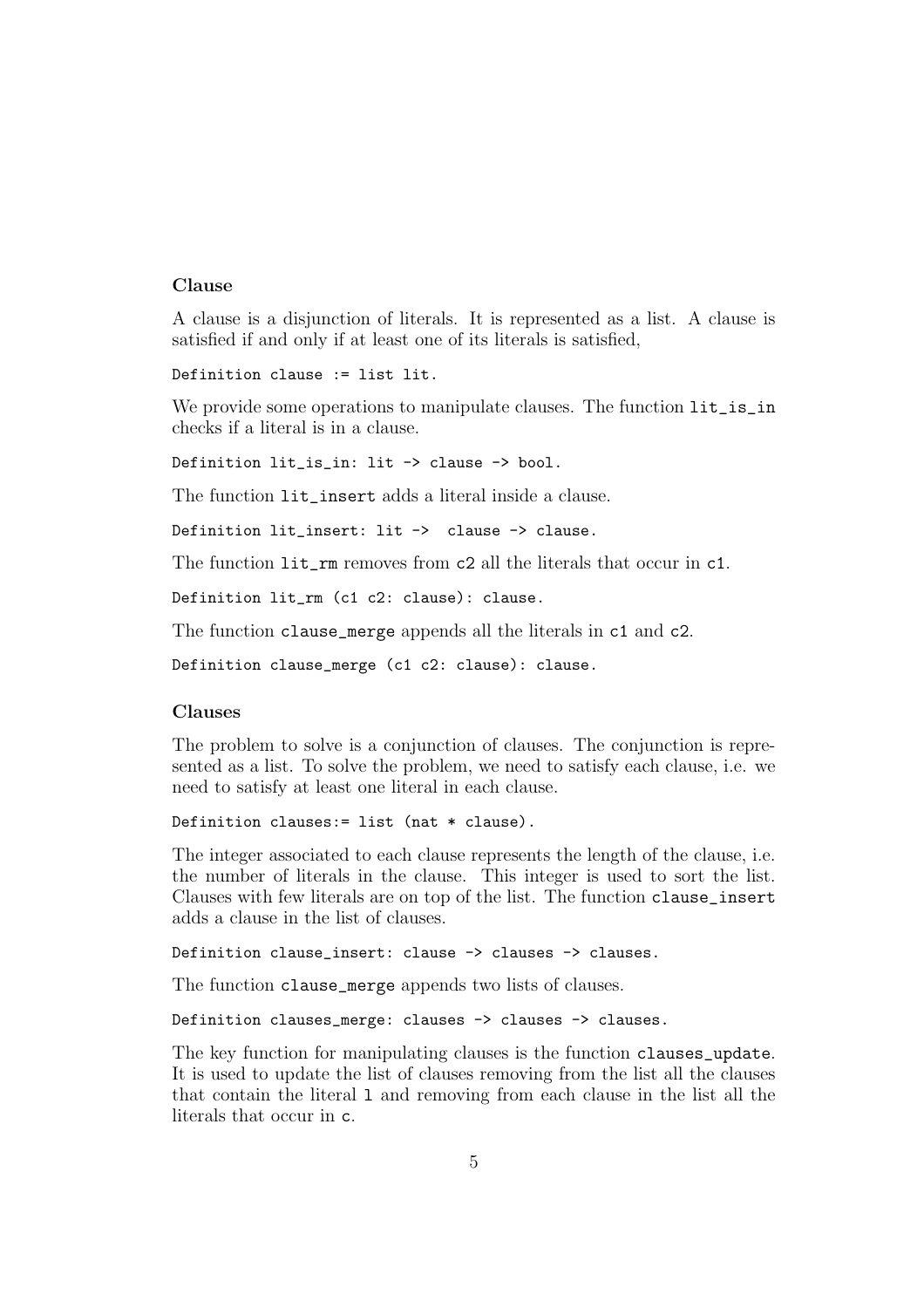### Clause

A clause is a disjunction of literals. It is represented as a list. A clause is satisfied if and only if at least one of its literals is satisfied,

```
Definition clause := list lit.
```

We provide some operations to manipulate clauses. The function `lit_is_in` checks if a literal is in a clause.

```
Definition lit_is_in: lit -> clause -> bool.
```

The function `lit_insert` adds a literal inside a clause.

```
Definition lit_insert: lit ->  clause -> clause.
```

The function `lit_rm` removes from `c2` all the literals that occur in `c1`.

```
Definition lit_rm (c1 c2: clause): clause.
```

The function `clause_merge` appends all the literals in `c1` and `c2`.

```
Definition clause_merge (c1 c2: clause): clause.
```

### Clauses

The problem to solve is a conjunction of clauses. The conjunction is represented as a list. To solve the problem, we need to satisfy each clause, i.e. we need to satisfy at least one literal in each clause.

```
Definition clauses:= list (nat * clause).
```

The integer associated to each clause represents the length of the clause, i.e. the number of literals in the clause. This integer is used to sort the list. Clauses with few literals are on top of the list. The function `clause_insert` adds a clause in the list of clauses.

```
Definition clause_insert: clause -> clauses -> clauses.
```

The function `clause_merge` appends two lists of clauses.

```
Definition clauses_merge: clauses -> clauses -> clauses.
```

The key function for manipulating clauses is the function `clauses_update`. It is used to update the list of clauses removing from the list all the clauses that contain the literal `l` and removing from each clause in the list all the literals that occur in `c`.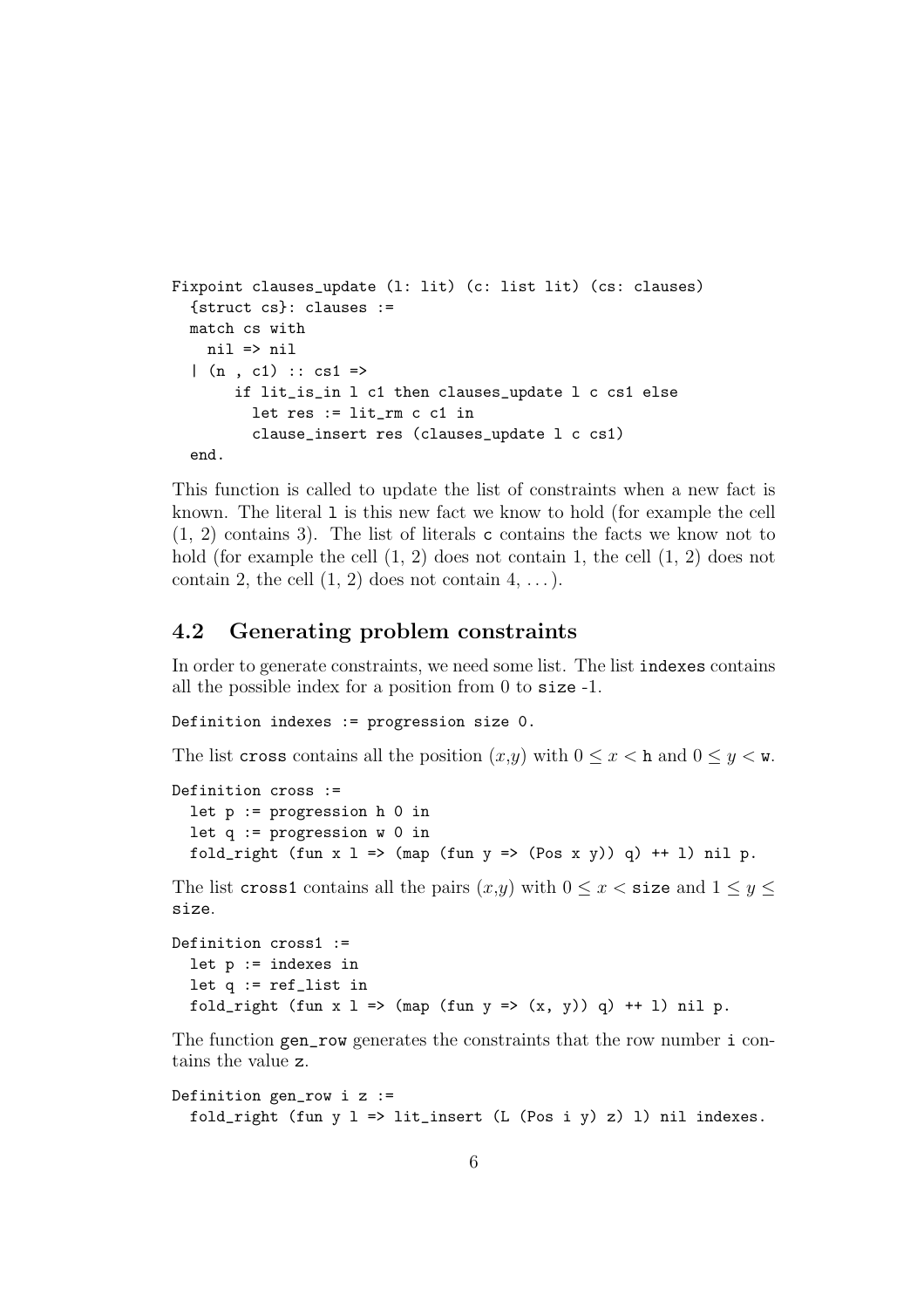```
Fixpoint clauses_update (l: lit) (c: list lit) (cs: clauses)
  {struct cs}: clauses :=
  match cs with
    nil => nil
  | (n , c1) :: cs1 =>
      if lit_is_in l c1 then clauses_update l c cs1 else
        let res := lit_rm c c1 in
        clause_insert res (clauses_update l c cs1)
  end.
```

This function is called to update the list of constraints when a new fact is known. The literal `l` is this new fact we know to hold (for example the cell (1, 2) contains 3). The list of literals `c` contains the facts we know not to hold (for example the cell (1, 2) does not contain 1, the cell (1, 2) does not contain 2, the cell (1, 2) does not contain 4, ...).

## 4.2 Generating problem constraints

In order to generate constraints, we need some list. The list `indexes` contains all the possible index for a position from 0 to `size` -1.

```
Definition indexes := progression size 0.
```

The list `cross` contains all the position $(x,y)$ with $0 \leq x <$ `h` and $0 \leq y <$ `w`.

```
Definition cross :=
  let p := progression h 0 in
  let q := progression w 0 in
  fold_right (fun x l => (map (fun y => (Pos x y)) q) ++ l) nil p.
```

The list `cross1` contains all the pairs $(x,y)$ with $0 \leq x <$ `size` and $1 \leq y \leq$ `size`.

```
Definition cross1 :=
  let p := indexes in
  let q := ref_list in
  fold_right (fun x l => (map (fun y => (x, y)) q) ++ l) nil p.
```

The function `gen_row` generates the constraints that the row number `i` contains the value `z`.

```
Definition gen_row i z :=
  fold_right (fun y l => lit_insert (L (Pos i y) z) l) nil indexes.
```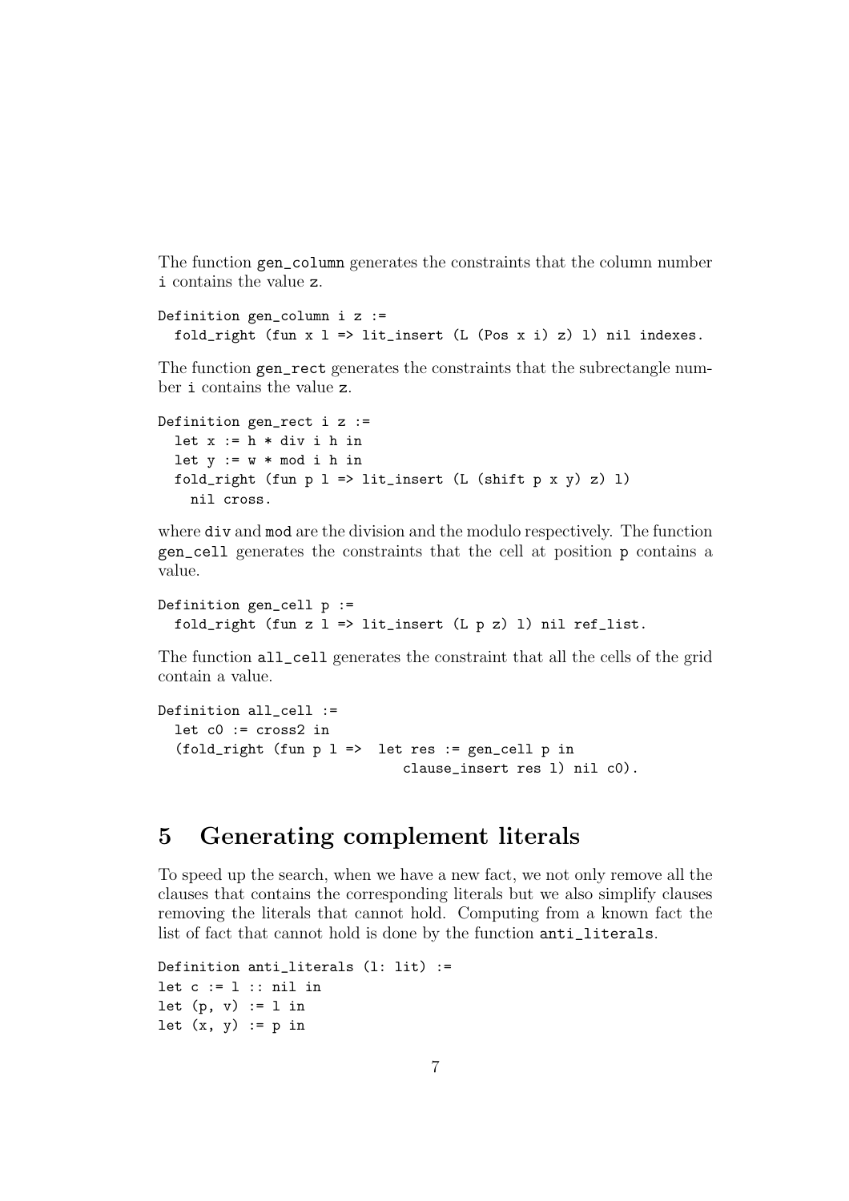The function gen_column generates the constraints that the column number i contains the value z.

```
Definition gen_column i z :=
  fold_right (fun x l => lit_insert (L (Pos x i) z) l) nil indexes.
```

The function gen_rect generates the constraints that the subrectangle number i contains the value z.

```
Definition gen_rect i z :=
  let x := h * div i h in
  let y := w * mod i h in
  fold_right (fun p l => lit_insert (L (shift p x y) z) l)
    nil cross.
```

where div and mod are the division and the modulo respectively. The function gen_cell generates the constraints that the cell at position p contains a value.

```
Definition gen_cell p :=
  fold_right (fun z l => lit_insert (L p z) l) nil ref_list.
```

The function all_cell generates the constraint that all the cells of the grid contain a value.

```
Definition all_cell :=
  let c0 := cross2 in
  (fold_right (fun p l =>  let res := gen_cell p in
                           clause_insert res l) nil c0).
```

# 5 Generating complement literals

To speed up the search, when we have a new fact, we not only remove all the clauses that contains the corresponding literals but we also simplify clauses removing the literals that cannot hold. Computing from a known fact the list of fact that cannot hold is done by the function anti_literals.

```
Definition anti_literals (l: lit) :=
let c := l :: nil in
let (p, v) := l in
let (x, y) := p in
```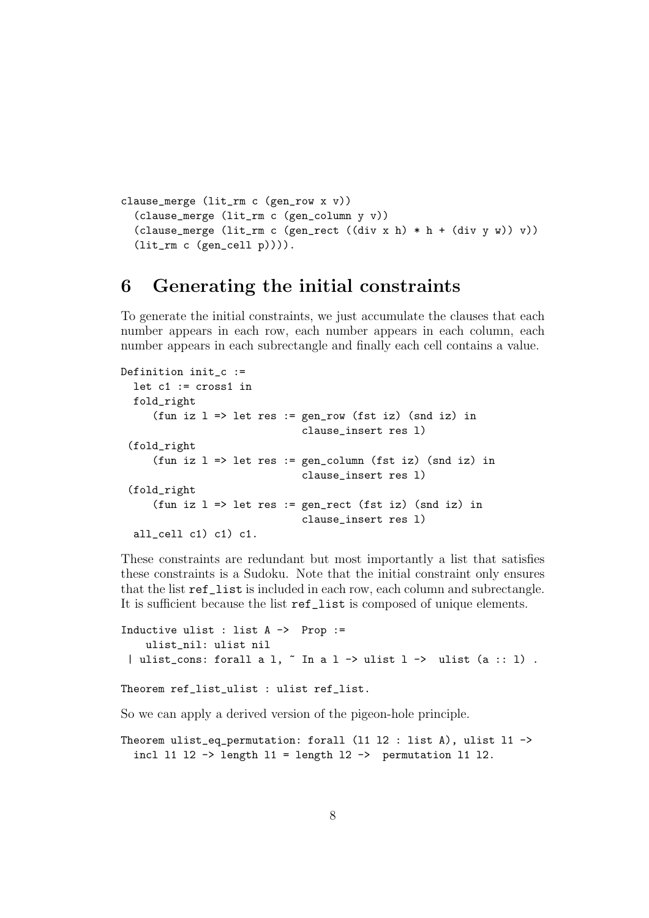```
clause_merge (lit_rm c (gen_row x v))
  (clause_merge (lit_rm c (gen_column y v))
  (clause_merge (lit_rm c (gen_rect ((div x h) * h + (div y w)) v))
  (lit_rm c (gen_cell p)))).
```

## 6 Generating the initial constraints

To generate the initial constraints, we just accumulate the clauses that each number appears in each row, each number appears in each column, each number appears in each subrectangle and finally each cell contains a value.

```
Definition init_c :=
  let c1 := cross1 in
  fold_right
     (fun iz l => let res := gen_row (fst iz) (snd iz) in
                             clause_insert res l)
 (fold_right
     (fun iz l => let res := gen_column (fst iz) (snd iz) in
                             clause_insert res l)
 (fold_right
     (fun iz l => let res := gen_rect (fst iz) (snd iz) in
                             clause_insert res l)
  all_cell c1) c1) c1.
```

These constraints are redundant but most importantly a list that satisfies these constraints is a Sudoku. Note that the initial constraint only ensures that the list `ref_list` is included in each row, each column and subrectangle. It is sufficient because the list `ref_list` is composed of unique elements.

```
Inductive ulist : list A ->  Prop :=
    ulist_nil: ulist nil
 | ulist_cons: forall a l, ~ In a l -> ulist l ->  ulist (a :: l) .

Theorem ref_list_ulist : ulist ref_list.
```

So we can apply a derived version of the pigeon-hole principle.

```
Theorem ulist_eq_permutation: forall (l1 l2 : list A), ulist l1 ->
  incl l1 l2 -> length l1 = length l2 ->  permutation l1 l2.
```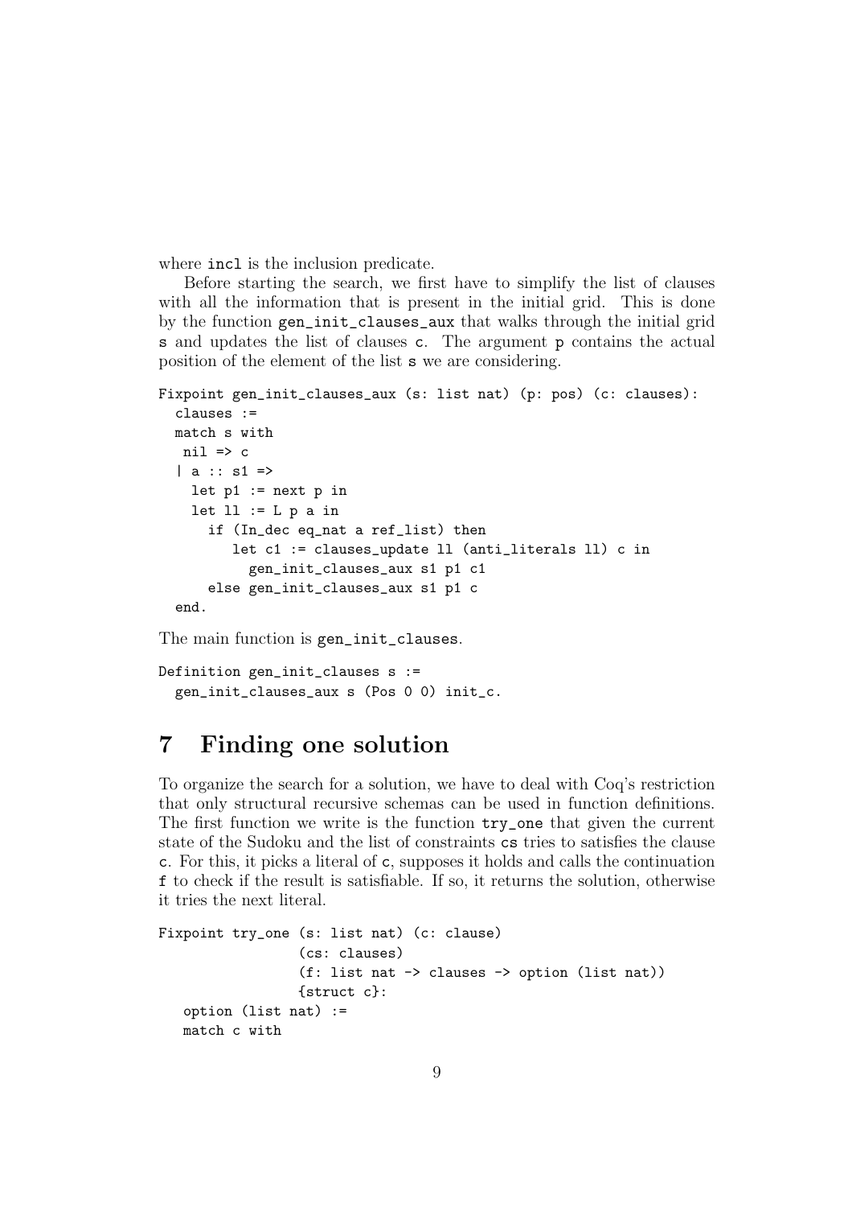where `incl` is the inclusion predicate.

Before starting the search, we first have to simplify the list of clauses with all the information that is present in the initial grid. This is done by the function `gen_init_clauses_aux` that walks through the initial grid `s` and updates the list of clauses `c`. The argument `p` contains the actual position of the element of the list `s` we are considering.

```
Fixpoint gen_init_clauses_aux (s: list nat) (p: pos) (c: clauses):
  clauses :=
  match s with
   nil => c
  | a :: s1 =>
    let p1 := next p in
    let ll := L p a in
      if (In_dec eq_nat a ref_list) then
         let c1 := clauses_update ll (anti_literals ll) c in
           gen_init_clauses_aux s1 p1 c1
      else gen_init_clauses_aux s1 p1 c
  end.
```

The main function is `gen_init_clauses`.

```
Definition gen_init_clauses s :=
  gen_init_clauses_aux s (Pos 0 0) init_c.
```

# 7 Finding one solution

To organize the search for a solution, we have to deal with Coq's restriction that only structural recursive schemas can be used in function definitions. The first function we write is the function `try_one` that given the current state of the Sudoku and the list of constraints `cs` tries to satisfies the clause `c`. For this, it picks a literal of `c`, supposes it holds and calls the continuation `f` to check if the result is satisfiable. If so, it returns the solution, otherwise it tries the next literal.

```
Fixpoint try_one (s: list nat) (c: clause)
                 (cs: clauses)
                 (f: list nat -> clauses -> option (list nat))
                 {struct c}:
   option (list nat) :=
   match c with
```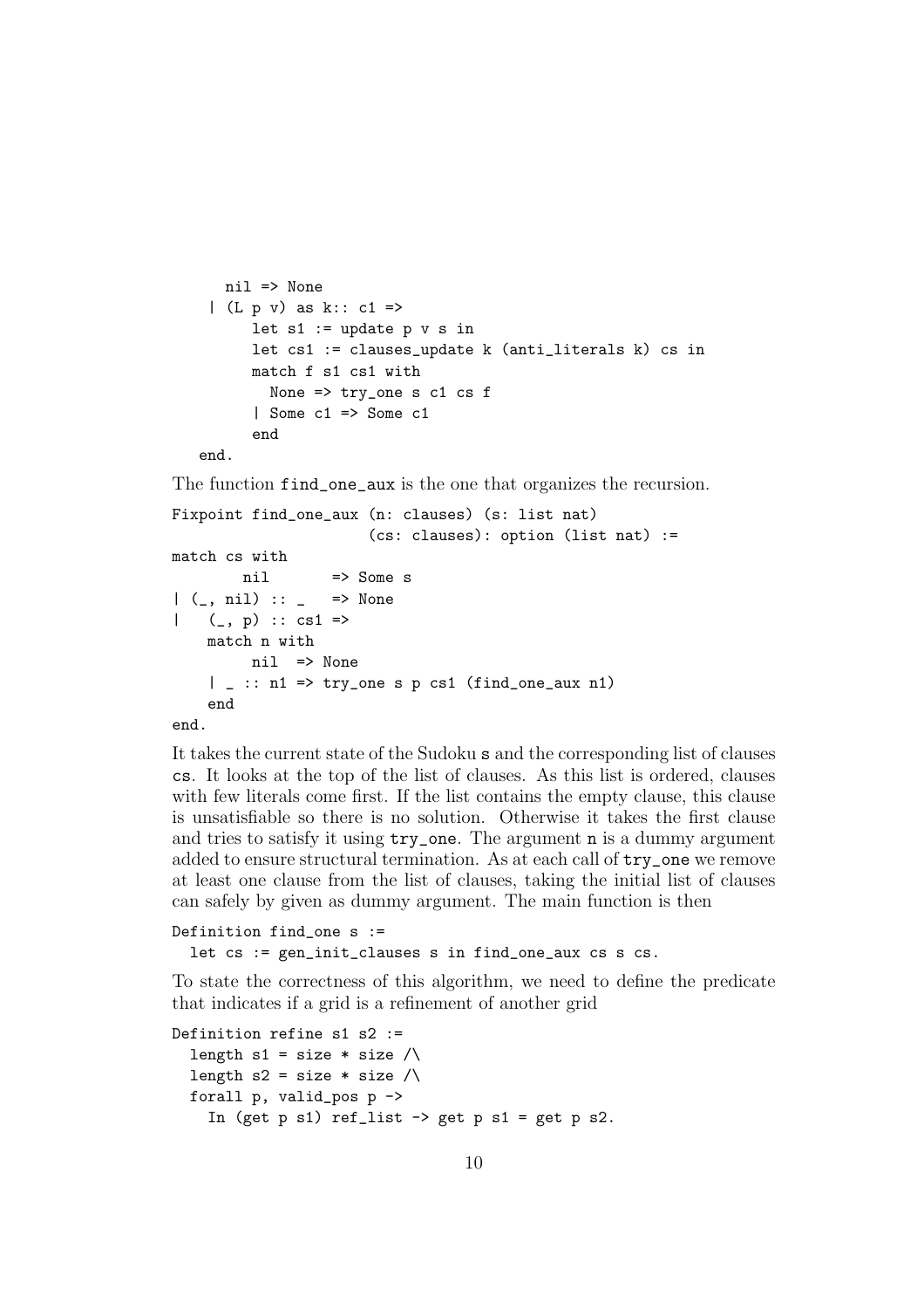```
      nil => None
    | (L p v) as k:: c1 =>
        let s1 := update p v s in
        let cs1 := clauses_update k (anti_literals k) cs in
        match f s1 cs1 with
          None => try_one s c1 cs f
        | Some c1 => Some c1
        end
   end.
```

The function find_one_aux is the one that organizes the recursion.

```
Fixpoint find_one_aux (n: clauses) (s: list nat)
                      (cs: clauses): option (list nat) :=
match cs with
       nil       => Some s
| (_, nil) :: _   => None
|   (_, p) :: cs1 =>
    match n with
        nil  => None
    | _ :: n1 => try_one s p cs1 (find_one_aux n1)
    end
end.
```

It takes the current state of the Sudoku s and the corresponding list of clauses cs. It looks at the top of the list of clauses. As this list is ordered, clauses with few literals come first. If the list contains the empty clause, this clause is unsatisfiable so there is no solution. Otherwise it takes the first clause and tries to satisfy it using try_one. The argument n is a dummy argument added to ensure structural termination. As at each call of try_one we remove at least one clause from the list of clauses, taking the initial list of clauses can safely by given as dummy argument. The main function is then

```
Definition find_one s :=
  let cs := gen_init_clauses s in find_one_aux cs s cs.
```

To state the correctness of this algorithm, we need to define the predicate that indicates if a grid is a refinement of another grid

```
Definition refine s1 s2 :=
  length s1 = size * size /\
  length s2 = size * size /\
  forall p, valid_pos p ->
    In (get p s1) ref_list -> get p s1 = get p s2.
```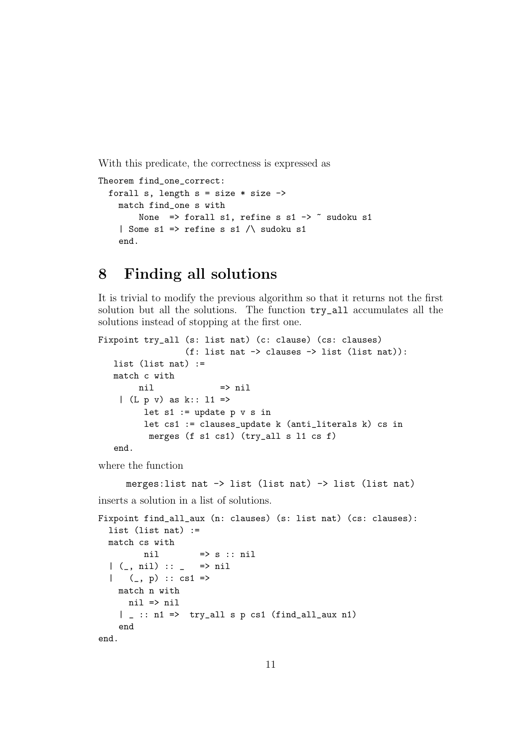With this predicate, the correctness is expressed as

```
Theorem find_one_correct:
  forall s, length s = size * size ->
    match find_one s with
        None  => forall s1, refine s s1 -> ~ sudoku s1
    | Some s1 => refine s s1 /\ sudoku s1
    end.
```

# 8 Finding all solutions

It is trivial to modify the previous algorithm so that it returns not the first solution but all the solutions. The function try_all accumulates all the solutions instead of stopping at the first one.

```
Fixpoint try_all (s: list nat) (c: clause) (cs: clauses)
                 (f: list nat -> clauses -> list (list nat)):
   list (list nat) :=
   match c with
       nil            => nil
    | (L p v) as k:: l1 =>
         let s1 := update p v s in
         let cs1 := clauses_update k (anti_literals k) cs in
          merges (f s1 cs1) (try_all s l1 cs f)
   end.
```

where the function

```
     merges:list nat -> list (list nat) -> list (list nat)
```

inserts a solution in a list of solutions.

```
Fixpoint find_all_aux (n: clauses) (s: list nat) (cs: clauses):
  list (list nat) :=
  match cs with
        nil        => s :: nil
  | (_, nil) :: _   => nil
  |   (_, p) :: cs1 =>
    match n with
      nil => nil
    | _ :: n1 =>  try_all s p cs1 (find_all_aux n1)
    end
end.
```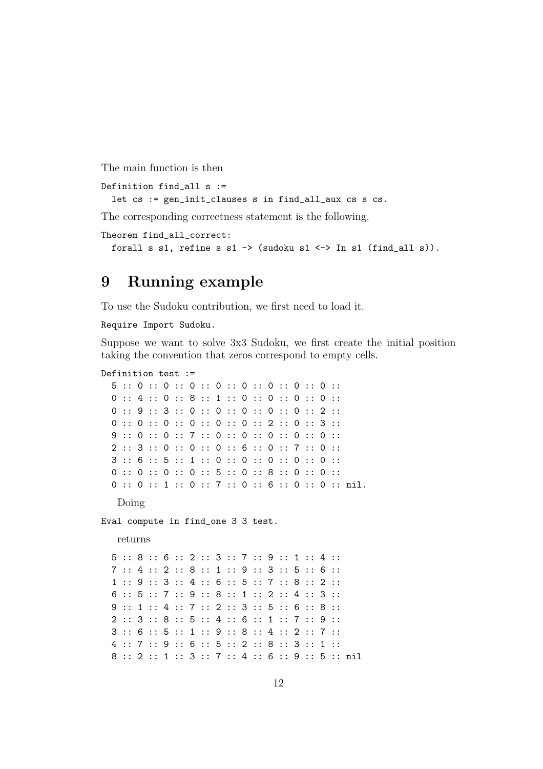The main function is then

```
Definition find_all s :=
  let cs := gen_init_clauses s in find_all_aux cs s cs.
```

The corresponding correctness statement is the following.

```
Theorem find_all_correct:
  forall s s1, refine s s1 -> (sudoku s1 <-> In s1 (find_all s)).
```

# 9 Running example

To use the Sudoku contribution, we first need to load it.

```
Require Import Sudoku.
```

Suppose we want to solve 3x3 Sudoku, we first create the initial position taking the convention that zeros correspond to empty cells.

```
Definition test :=
  5 :: 0 :: 0 :: 0 :: 0 :: 0 :: 0 :: 0 :: 0 ::
  0 :: 4 :: 0 :: 8 :: 1 :: 0 :: 0 :: 0 :: 0 ::
  0 :: 9 :: 3 :: 0 :: 0 :: 0 :: 0 :: 0 :: 2 ::
  0 :: 0 :: 0 :: 0 :: 0 :: 0 :: 2 :: 0 :: 3 ::
  9 :: 0 :: 0 :: 7 :: 0 :: 0 :: 0 :: 0 :: 0 ::
  2 :: 3 :: 0 :: 0 :: 0 :: 6 :: 0 :: 7 :: 0 ::
  3 :: 6 :: 5 :: 1 :: 0 :: 0 :: 0 :: 0 :: 0 ::
  0 :: 0 :: 0 :: 0 :: 5 :: 0 :: 8 :: 0 :: 0 ::
  0 :: 0 :: 1 :: 0 :: 7 :: 0 :: 6 :: 0 :: 0 :: nil.
```

Doing

```
Eval compute in find_one 3 3 test.
```

returns

```
  5 :: 8 :: 6 :: 2 :: 3 :: 7 :: 9 :: 1 :: 4 ::
  7 :: 4 :: 2 :: 8 :: 1 :: 9 :: 3 :: 5 :: 6 ::
  1 :: 9 :: 3 :: 4 :: 6 :: 5 :: 7 :: 8 :: 2 ::
  6 :: 5 :: 7 :: 9 :: 8 :: 1 :: 2 :: 4 :: 3 ::
  9 :: 1 :: 4 :: 7 :: 2 :: 3 :: 5 :: 6 :: 8 ::
  2 :: 3 :: 8 :: 5 :: 4 :: 6 :: 1 :: 7 :: 9 ::
  3 :: 6 :: 5 :: 1 :: 9 :: 8 :: 4 :: 2 :: 7 ::
  4 :: 7 :: 9 :: 6 :: 5 :: 2 :: 8 :: 3 :: 1 ::
  8 :: 2 :: 1 :: 3 :: 7 :: 4 :: 6 :: 9 :: 5 :: nil
```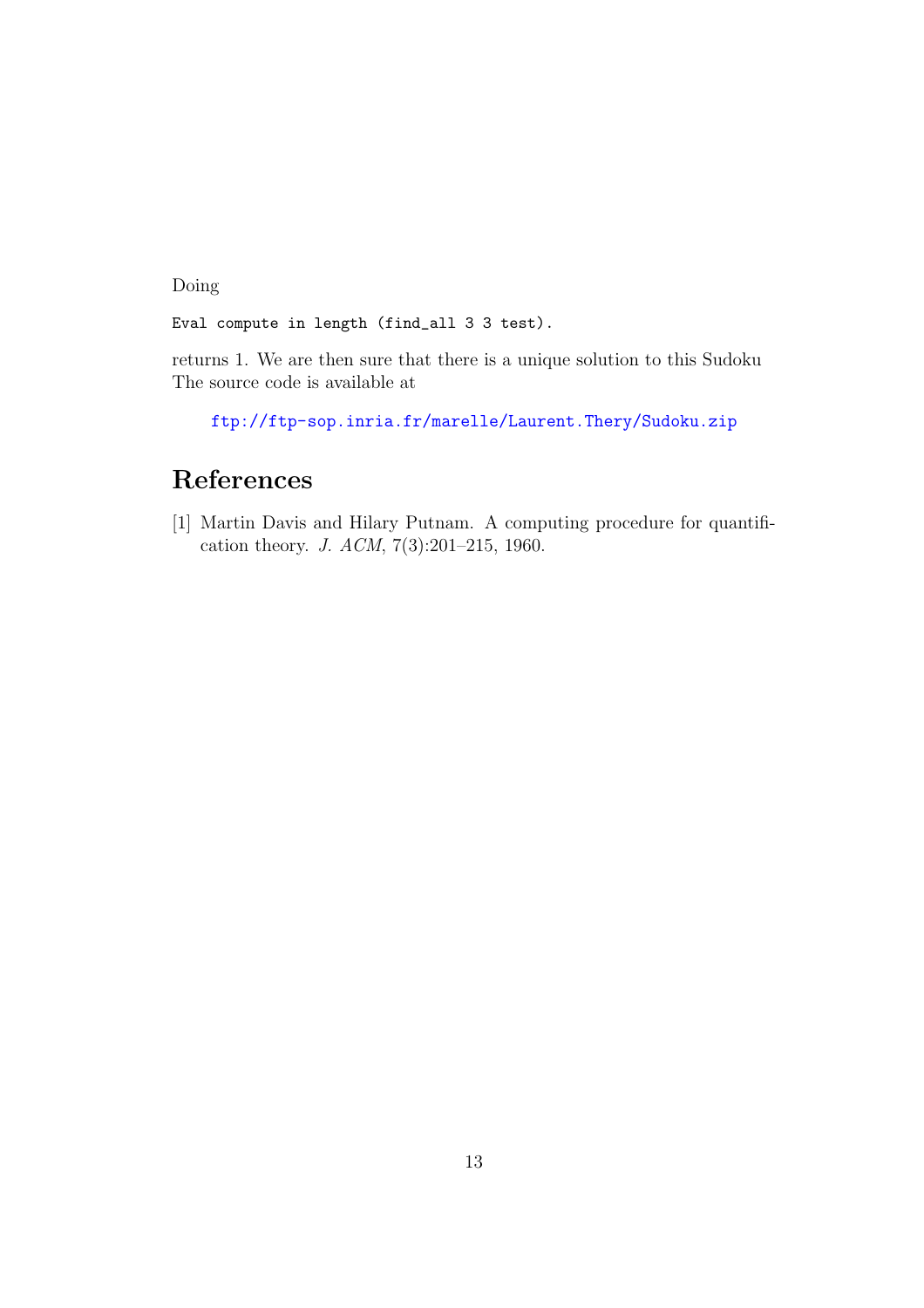Doing

```
Eval compute in length (find_all 3 3 test).
```

returns 1. We are then sure that there is a unique solution to this Sudoku The source code is available at

ftp://ftp-sop.inria.fr/marelle/Laurent.Thery/Sudoku.zip

# References

[1] Martin Davis and Hilary Putnam. A computing procedure for quantification theory. *J. ACM*, 7(3):201–215, 1960.